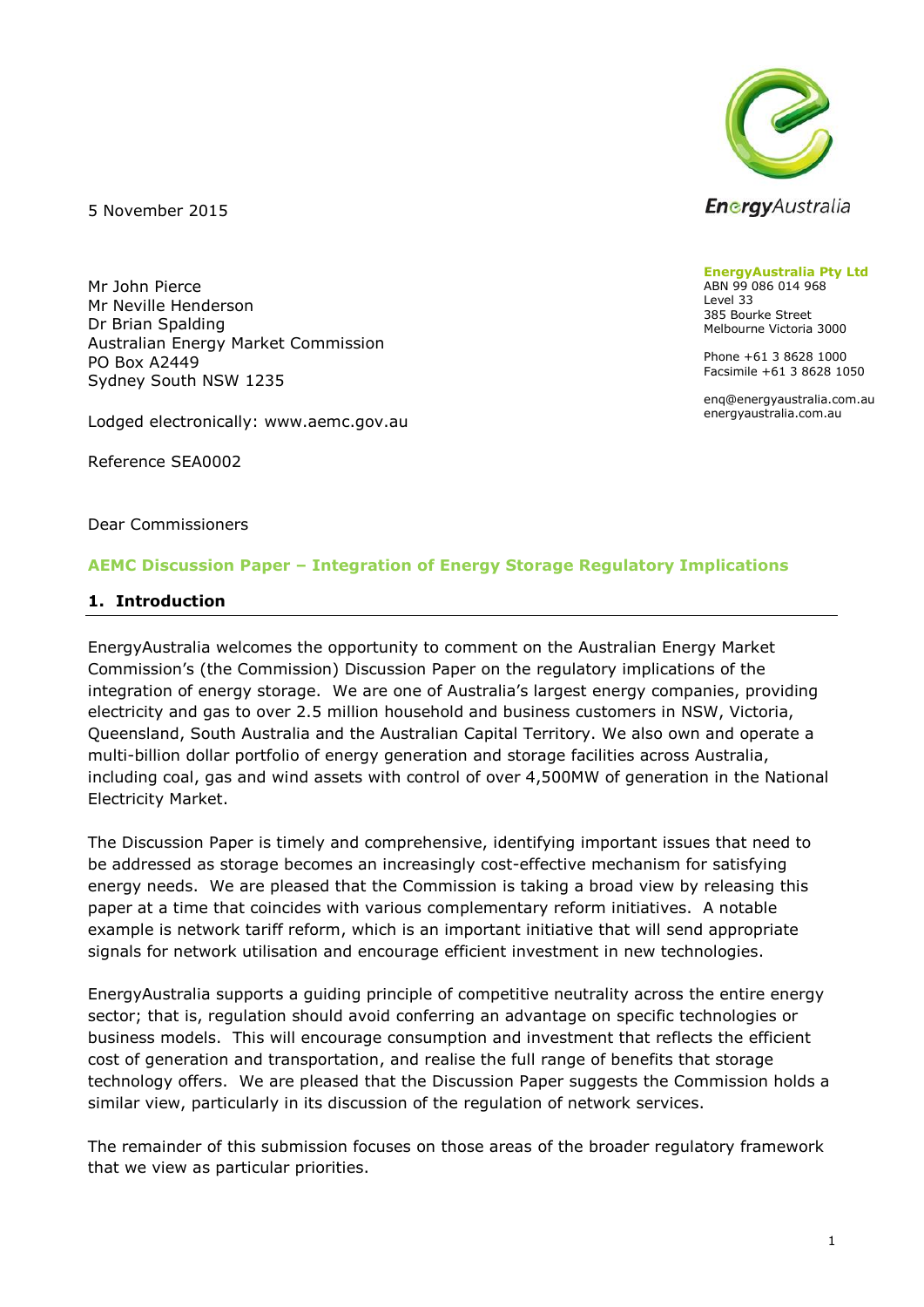**EnergyAustralia Pty Ltd**
ABN 99 086 014 968
Level 33
385 Bourke Street
Melbourne Victoria 3000

Phone +61 3 8628 1000
Facsimile +61 3 8628 1050

enq@energyaustralia.com.au
energyaustralia.com.au

5 November 2015

Mr John Pierce
Mr Neville Henderson
Dr Brian Spalding
Australian Energy Market Commission
PO Box A2449
Sydney South NSW 1235

Lodged electronically: www.aemc.gov.au

Reference SEA0002

Dear Commissioners

**AEMC Discussion Paper – Integration of Energy Storage Regulatory Implications**

## 1. Introduction

EnergyAustralia welcomes the opportunity to comment on the Australian Energy Market Commission's (the Commission) Discussion Paper on the regulatory implications of the integration of energy storage. We are one of Australia's largest energy companies, providing electricity and gas to over 2.5 million household and business customers in NSW, Victoria, Queensland, South Australia and the Australian Capital Territory. We also own and operate a multi-billion dollar portfolio of energy generation and storage facilities across Australia, including coal, gas and wind assets with control of over 4,500MW of generation in the National Electricity Market.

The Discussion Paper is timely and comprehensive, identifying important issues that need to be addressed as storage becomes an increasingly cost-effective mechanism for satisfying energy needs. We are pleased that the Commission is taking a broad view by releasing this paper at a time that coincides with various complementary reform initiatives. A notable example is network tariff reform, which is an important initiative that will send appropriate signals for network utilisation and encourage efficient investment in new technologies.

EnergyAustralia supports a guiding principle of competitive neutrality across the entire energy sector; that is, regulation should avoid conferring an advantage on specific technologies or business models. This will encourage consumption and investment that reflects the efficient cost of generation and transportation, and realise the full range of benefits that storage technology offers. We are pleased that the Discussion Paper suggests the Commission holds a similar view, particularly in its discussion of the regulation of network services.

The remainder of this submission focuses on those areas of the broader regulatory framework that we view as particular priorities.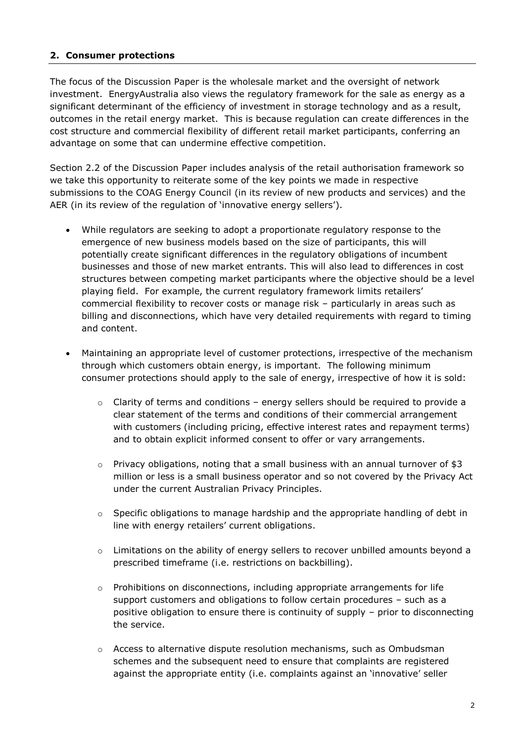## 2. Consumer protections

The focus of the Discussion Paper is the wholesale market and the oversight of network investment. EnergyAustralia also views the regulatory framework for the sale as energy as a significant determinant of the efficiency of investment in storage technology and as a result, outcomes in the retail energy market. This is because regulation can create differences in the cost structure and commercial flexibility of different retail market participants, conferring an advantage on some that can undermine effective competition.

Section 2.2 of the Discussion Paper includes analysis of the retail authorisation framework so we take this opportunity to reiterate some of the key points we made in respective submissions to the COAG Energy Council (in its review of new products and services) and the AER (in its review of the regulation of 'innovative energy sellers').

- While regulators are seeking to adopt a proportionate regulatory response to the emergence of new business models based on the size of participants, this will potentially create significant differences in the regulatory obligations of incumbent businesses and those of new market entrants. This will also lead to differences in cost structures between competing market participants where the objective should be a level playing field. For example, the current regulatory framework limits retailers' commercial flexibility to recover costs or manage risk – particularly in areas such as billing and disconnections, which have very detailed requirements with regard to timing and content.
- Maintaining an appropriate level of customer protections, irrespective of the mechanism through which customers obtain energy, is important. The following minimum consumer protections should apply to the sale of energy, irrespective of how it is sold:
  - Clarity of terms and conditions – energy sellers should be required to provide a clear statement of the terms and conditions of their commercial arrangement with customers (including pricing, effective interest rates and repayment terms) and to obtain explicit informed consent to offer or vary arrangements.
  - Privacy obligations, noting that a small business with an annual turnover of $3 million or less is a small business operator and so not covered by the Privacy Act under the current Australian Privacy Principles.
  - Specific obligations to manage hardship and the appropriate handling of debt in line with energy retailers' current obligations.
  - Limitations on the ability of energy sellers to recover unbilled amounts beyond a prescribed timeframe (i.e. restrictions on backbilling).
  - Prohibitions on disconnections, including appropriate arrangements for life support customers and obligations to follow certain procedures – such as a positive obligation to ensure there is continuity of supply – prior to disconnecting the service.
  - Access to alternative dispute resolution mechanisms, such as Ombudsman schemes and the subsequent need to ensure that complaints are registered against the appropriate entity (i.e. complaints against an 'innovative' seller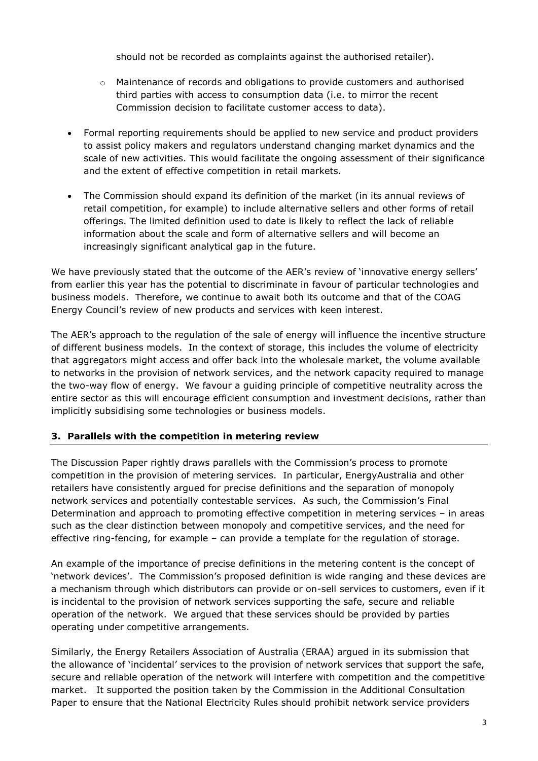should not be recorded as complaints against the authorised retailer).

  - Maintenance of records and obligations to provide customers and authorised third parties with access to consumption data (i.e. to mirror the recent Commission decision to facilitate customer access to data).

- Formal reporting requirements should be applied to new service and product providers to assist policy makers and regulators understand changing market dynamics and the scale of new activities. This would facilitate the ongoing assessment of their significance and the extent of effective competition in retail markets.

- The Commission should expand its definition of the market (in its annual reviews of retail competition, for example) to include alternative sellers and other forms of retail offerings. The limited definition used to date is likely to reflect the lack of reliable information about the scale and form of alternative sellers and will become an increasingly significant analytical gap in the future.

We have previously stated that the outcome of the AER's review of 'innovative energy sellers' from earlier this year has the potential to discriminate in favour of particular technologies and business models. Therefore, we continue to await both its outcome and that of the COAG Energy Council's review of new products and services with keen interest.

The AER's approach to the regulation of the sale of energy will influence the incentive structure of different business models. In the context of storage, this includes the volume of electricity that aggregators might access and offer back into the wholesale market, the volume available to networks in the provision of network services, and the network capacity required to manage the two-way flow of energy. We favour a guiding principle of competitive neutrality across the entire sector as this will encourage efficient consumption and investment decisions, rather than implicitly subsidising some technologies or business models.

## 3. Parallels with the competition in metering review

The Discussion Paper rightly draws parallels with the Commission's process to promote competition in the provision of metering services. In particular, EnergyAustralia and other retailers have consistently argued for precise definitions and the separation of monopoly network services and potentially contestable services. As such, the Commission's Final Determination and approach to promoting effective competition in metering services – in areas such as the clear distinction between monopoly and competitive services, and the need for effective ring-fencing, for example – can provide a template for the regulation of storage.

An example of the importance of precise definitions in the metering content is the concept of 'network devices'. The Commission's proposed definition is wide ranging and these devices are a mechanism through which distributors can provide or on-sell services to customers, even if it is incidental to the provision of network services supporting the safe, secure and reliable operation of the network. We argued that these services should be provided by parties operating under competitive arrangements.

Similarly, the Energy Retailers Association of Australia (ERAA) argued in its submission that the allowance of 'incidental' services to the provision of network services that support the safe, secure and reliable operation of the network will interfere with competition and the competitive market. It supported the position taken by the Commission in the Additional Consultation Paper to ensure that the National Electricity Rules should prohibit network service providers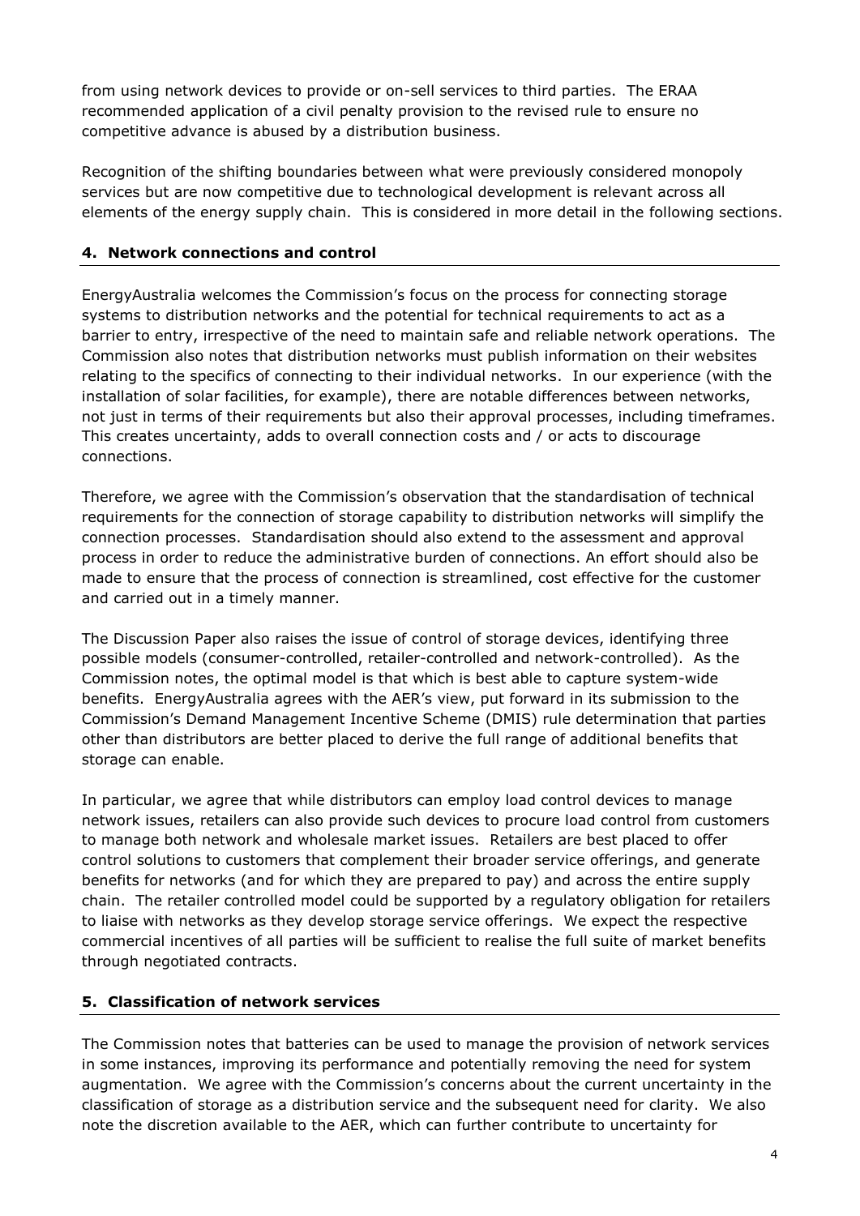from using network devices to provide or on-sell services to third parties. The ERAA recommended application of a civil penalty provision to the revised rule to ensure no competitive advance is abused by a distribution business.

Recognition of the shifting boundaries between what were previously considered monopoly services but are now competitive due to technological development is relevant across all elements of the energy supply chain. This is considered in more detail in the following sections.

## 4. Network connections and control

EnergyAustralia welcomes the Commission's focus on the process for connecting storage systems to distribution networks and the potential for technical requirements to act as a barrier to entry, irrespective of the need to maintain safe and reliable network operations. The Commission also notes that distribution networks must publish information on their websites relating to the specifics of connecting to their individual networks. In our experience (with the installation of solar facilities, for example), there are notable differences between networks, not just in terms of their requirements but also their approval processes, including timeframes. This creates uncertainty, adds to overall connection costs and / or acts to discourage connections.

Therefore, we agree with the Commission's observation that the standardisation of technical requirements for the connection of storage capability to distribution networks will simplify the connection processes. Standardisation should also extend to the assessment and approval process in order to reduce the administrative burden of connections. An effort should also be made to ensure that the process of connection is streamlined, cost effective for the customer and carried out in a timely manner.

The Discussion Paper also raises the issue of control of storage devices, identifying three possible models (consumer-controlled, retailer-controlled and network-controlled). As the Commission notes, the optimal model is that which is best able to capture system-wide benefits. EnergyAustralia agrees with the AER's view, put forward in its submission to the Commission's Demand Management Incentive Scheme (DMIS) rule determination that parties other than distributors are better placed to derive the full range of additional benefits that storage can enable.

In particular, we agree that while distributors can employ load control devices to manage network issues, retailers can also provide such devices to procure load control from customers to manage both network and wholesale market issues. Retailers are best placed to offer control solutions to customers that complement their broader service offerings, and generate benefits for networks (and for which they are prepared to pay) and across the entire supply chain. The retailer controlled model could be supported by a regulatory obligation for retailers to liaise with networks as they develop storage service offerings. We expect the respective commercial incentives of all parties will be sufficient to realise the full suite of market benefits through negotiated contracts.

## 5. Classification of network services

The Commission notes that batteries can be used to manage the provision of network services in some instances, improving its performance and potentially removing the need for system augmentation. We agree with the Commission's concerns about the current uncertainty in the classification of storage as a distribution service and the subsequent need for clarity. We also note the discretion available to the AER, which can further contribute to uncertainty for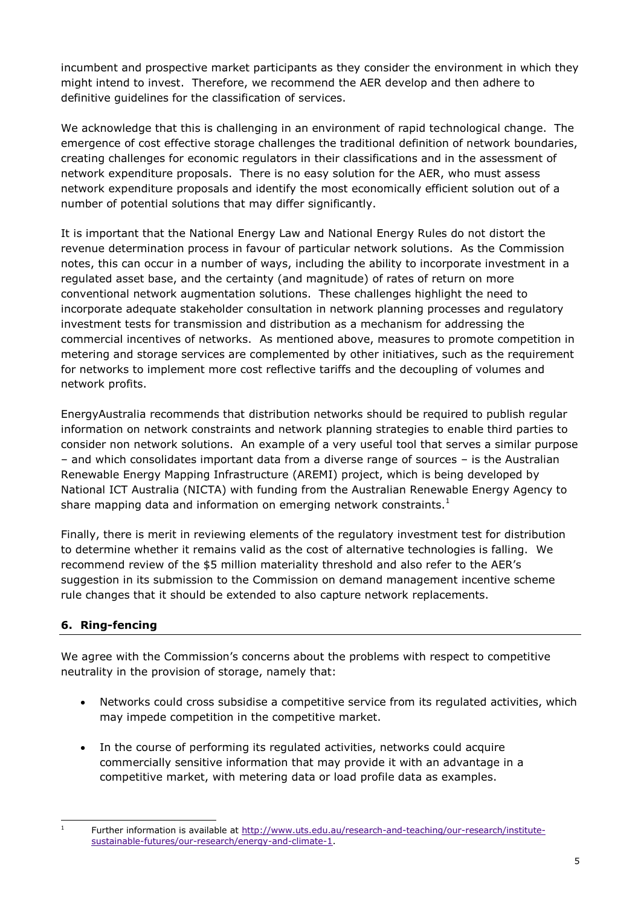incumbent and prospective market participants as they consider the environment in which they might intend to invest. Therefore, we recommend the AER develop and then adhere to definitive guidelines for the classification of services.

We acknowledge that this is challenging in an environment of rapid technological change. The emergence of cost effective storage challenges the traditional definition of network boundaries, creating challenges for economic regulators in their classifications and in the assessment of network expenditure proposals. There is no easy solution for the AER, who must assess network expenditure proposals and identify the most economically efficient solution out of a number of potential solutions that may differ significantly.

It is important that the National Energy Law and National Energy Rules do not distort the revenue determination process in favour of particular network solutions. As the Commission notes, this can occur in a number of ways, including the ability to incorporate investment in a regulated asset base, and the certainty (and magnitude) of rates of return on more conventional network augmentation solutions. These challenges highlight the need to incorporate adequate stakeholder consultation in network planning processes and regulatory investment tests for transmission and distribution as a mechanism for addressing the commercial incentives of networks. As mentioned above, measures to promote competition in metering and storage services are complemented by other initiatives, such as the requirement for networks to implement more cost reflective tariffs and the decoupling of volumes and network profits.

EnergyAustralia recommends that distribution networks should be required to publish regular information on network constraints and network planning strategies to enable third parties to consider non network solutions. An example of a very useful tool that serves a similar purpose – and which consolidates important data from a diverse range of sources – is the Australian Renewable Energy Mapping Infrastructure (AREMI) project, which is being developed by National ICT Australia (NICTA) with funding from the Australian Renewable Energy Agency to share mapping data and information on emerging network constraints.[1]

Finally, there is merit in reviewing elements of the regulatory investment test for distribution to determine whether it remains valid as the cost of alternative technologies is falling. We recommend review of the $5 million materiality threshold and also refer to the AER's suggestion in its submission to the Commission on demand management incentive scheme rule changes that it should be extended to also capture network replacements.

## 6. Ring-fencing

We agree with the Commission's concerns about the problems with respect to competitive neutrality in the provision of storage, namely that:

- Networks could cross subsidise a competitive service from its regulated activities, which may impede competition in the competitive market.
- In the course of performing its regulated activities, networks could acquire commercially sensitive information that may provide it with an advantage in a competitive market, with metering data or load profile data as examples.

[1] Further information is available at http://www.uts.edu.au/research-and-teaching/our-research/institute-sustainable-futures/our-research/energy-and-climate-1.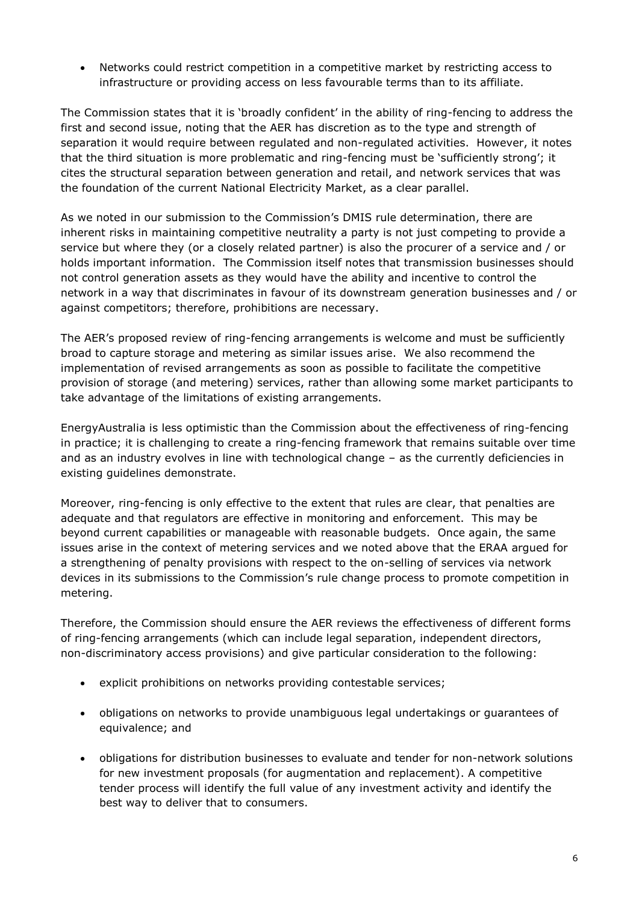- Networks could restrict competition in a competitive market by restricting access to infrastructure or providing access on less favourable terms than to its affiliate.

The Commission states that it is 'broadly confident' in the ability of ring-fencing to address the first and second issue, noting that the AER has discretion as to the type and strength of separation it would require between regulated and non-regulated activities. However, it notes that the third situation is more problematic and ring-fencing must be 'sufficiently strong'; it cites the structural separation between generation and retail, and network services that was the foundation of the current National Electricity Market, as a clear parallel.

As we noted in our submission to the Commission's DMIS rule determination, there are inherent risks in maintaining competitive neutrality a party is not just competing to provide a service but where they (or a closely related partner) is also the procurer of a service and / or holds important information. The Commission itself notes that transmission businesses should not control generation assets as they would have the ability and incentive to control the network in a way that discriminates in favour of its downstream generation businesses and / or against competitors; therefore, prohibitions are necessary.

The AER's proposed review of ring-fencing arrangements is welcome and must be sufficiently broad to capture storage and metering as similar issues arise. We also recommend the implementation of revised arrangements as soon as possible to facilitate the competitive provision of storage (and metering) services, rather than allowing some market participants to take advantage of the limitations of existing arrangements.

EnergyAustralia is less optimistic than the Commission about the effectiveness of ring-fencing in practice; it is challenging to create a ring-fencing framework that remains suitable over time and as an industry evolves in line with technological change – as the currently deficiencies in existing guidelines demonstrate.

Moreover, ring-fencing is only effective to the extent that rules are clear, that penalties are adequate and that regulators are effective in monitoring and enforcement. This may be beyond current capabilities or manageable with reasonable budgets. Once again, the same issues arise in the context of metering services and we noted above that the ERAA argued for a strengthening of penalty provisions with respect to the on-selling of services via network devices in its submissions to the Commission's rule change process to promote competition in metering.

Therefore, the Commission should ensure the AER reviews the effectiveness of different forms of ring-fencing arrangements (which can include legal separation, independent directors, non-discriminatory access provisions) and give particular consideration to the following:

- explicit prohibitions on networks providing contestable services;
- obligations on networks to provide unambiguous legal undertakings or guarantees of equivalence; and
- obligations for distribution businesses to evaluate and tender for non-network solutions for new investment proposals (for augmentation and replacement). A competitive tender process will identify the full value of any investment activity and identify the best way to deliver that to consumers.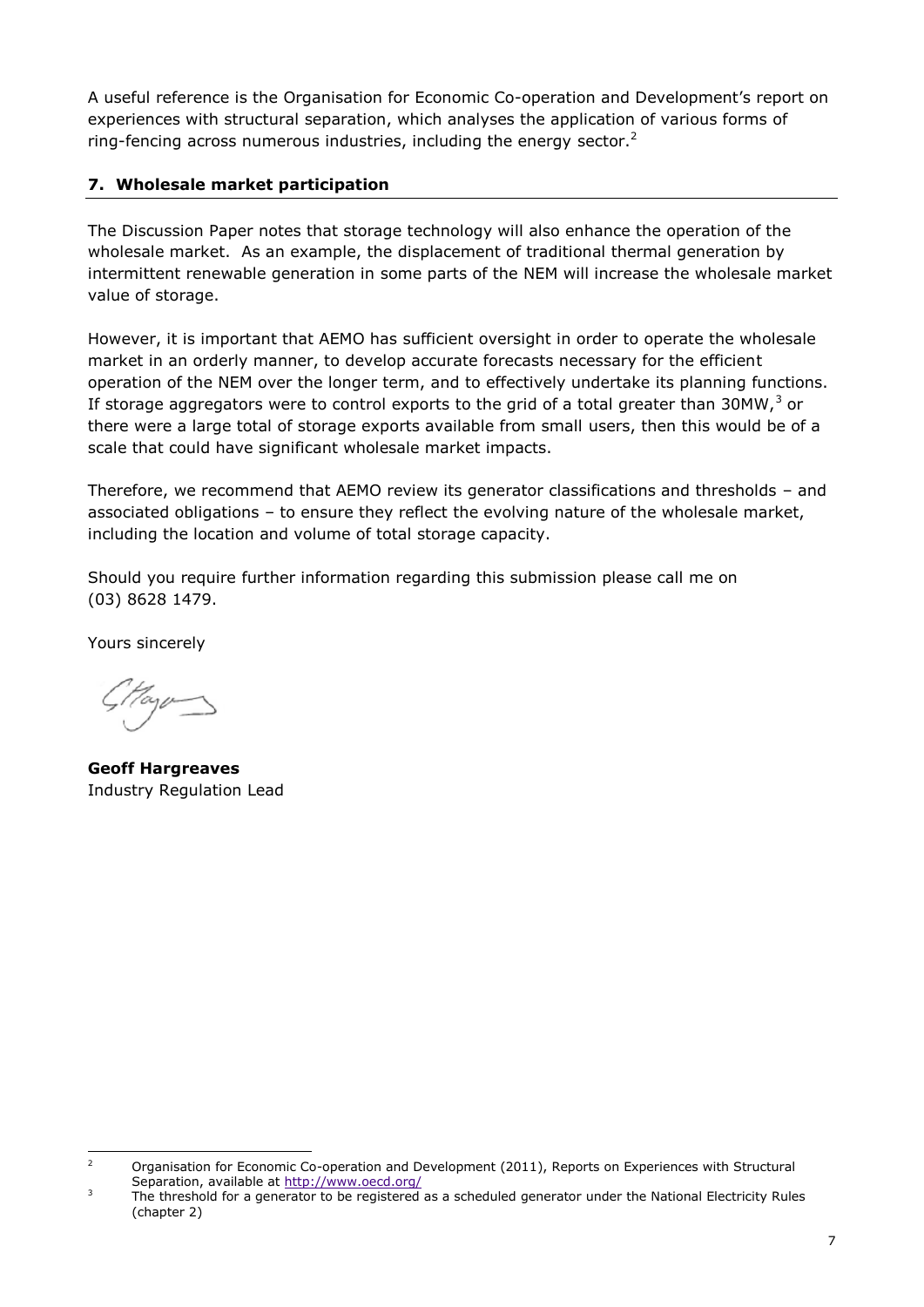A useful reference is the Organisation for Economic Co-operation and Development's report on experiences with structural separation, which analyses the application of various forms of ring-fencing across numerous industries, including the energy sector.[2]

## 7. Wholesale market participation

The Discussion Paper notes that storage technology will also enhance the operation of the wholesale market. As an example, the displacement of traditional thermal generation by intermittent renewable generation in some parts of the NEM will increase the wholesale market value of storage.

However, it is important that AEMO has sufficient oversight in order to operate the wholesale market in an orderly manner, to develop accurate forecasts necessary for the efficient operation of the NEM over the longer term, and to effectively undertake its planning functions. If storage aggregators were to control exports to the grid of a total greater than 30MW,[3] or there were a large total of storage exports available from small users, then this would be of a scale that could have significant wholesale market impacts.

Therefore, we recommend that AEMO review its generator classifications and thresholds – and associated obligations – to ensure they reflect the evolving nature of the wholesale market, including the location and volume of total storage capacity.

Should you require further information regarding this submission please call me on (03) 8628 1479.

Yours sincerely

**Geoff Hargreaves**
Industry Regulation Lead

---

[2] Organisation for Economic Co-operation and Development (2011), Reports on Experiences with Structural Separation, available at http://www.oecd.org/

[3] The threshold for a generator to be registered as a scheduled generator under the National Electricity Rules (chapter 2)